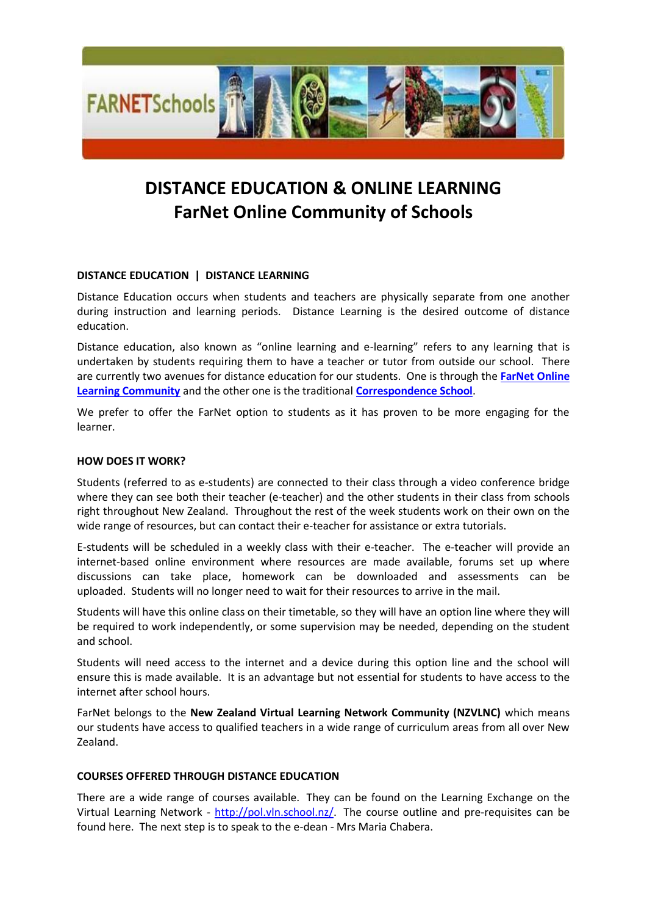# DISTANCE EDUCATION & ONLINE LEARNING
# FarNet Online Community of Schools

**DISTANCE EDUCATION | DISTANCE LEARNING**

Distance Education occurs when students and teachers are physically separate from one another during instruction and learning periods. Distance Learning is the desired outcome of distance education.

Distance education, also known as "online learning and e-learning" refers to any learning that is undertaken by students requiring them to have a teacher or tutor from outside our school. There are currently two avenues for distance education for our students. One is through the **FarNet Online Learning Community** and the other one is the traditional **Correspondence School**.

We prefer to offer the FarNet option to students as it has proven to be more engaging for the learner.

**HOW DOES IT WORK?**

Students (referred to as e-students) are connected to their class through a video conference bridge where they can see both their teacher (e-teacher) and the other students in their class from schools right throughout New Zealand. Throughout the rest of the week students work on their own on the wide range of resources, but can contact their e-teacher for assistance or extra tutorials.

E-students will be scheduled in a weekly class with their e-teacher. The e-teacher will provide an internet-based online environment where resources are made available, forums set up where discussions can take place, homework can be downloaded and assessments can be uploaded. Students will no longer need to wait for their resources to arrive in the mail.

Students will have this online class on their timetable, so they will have an option line where they will be required to work independently, or some supervision may be needed, depending on the student and school.

Students will need access to the internet and a device during this option line and the school will ensure this is made available. It is an advantage but not essential for students to have access to the internet after school hours.

FarNet belongs to the **New Zealand Virtual Learning Network Community (NZVLNC)** which means our students have access to qualified teachers in a wide range of curriculum areas from all over New Zealand.

**COURSES OFFERED THROUGH DISTANCE EDUCATION**

There are a wide range of courses available. They can be found on the Learning Exchange on the Virtual Learning Network - http://pol.vln.school.nz/. The course outline and pre-requisites can be found here. The next step is to speak to the e-dean - Mrs Maria Chabera.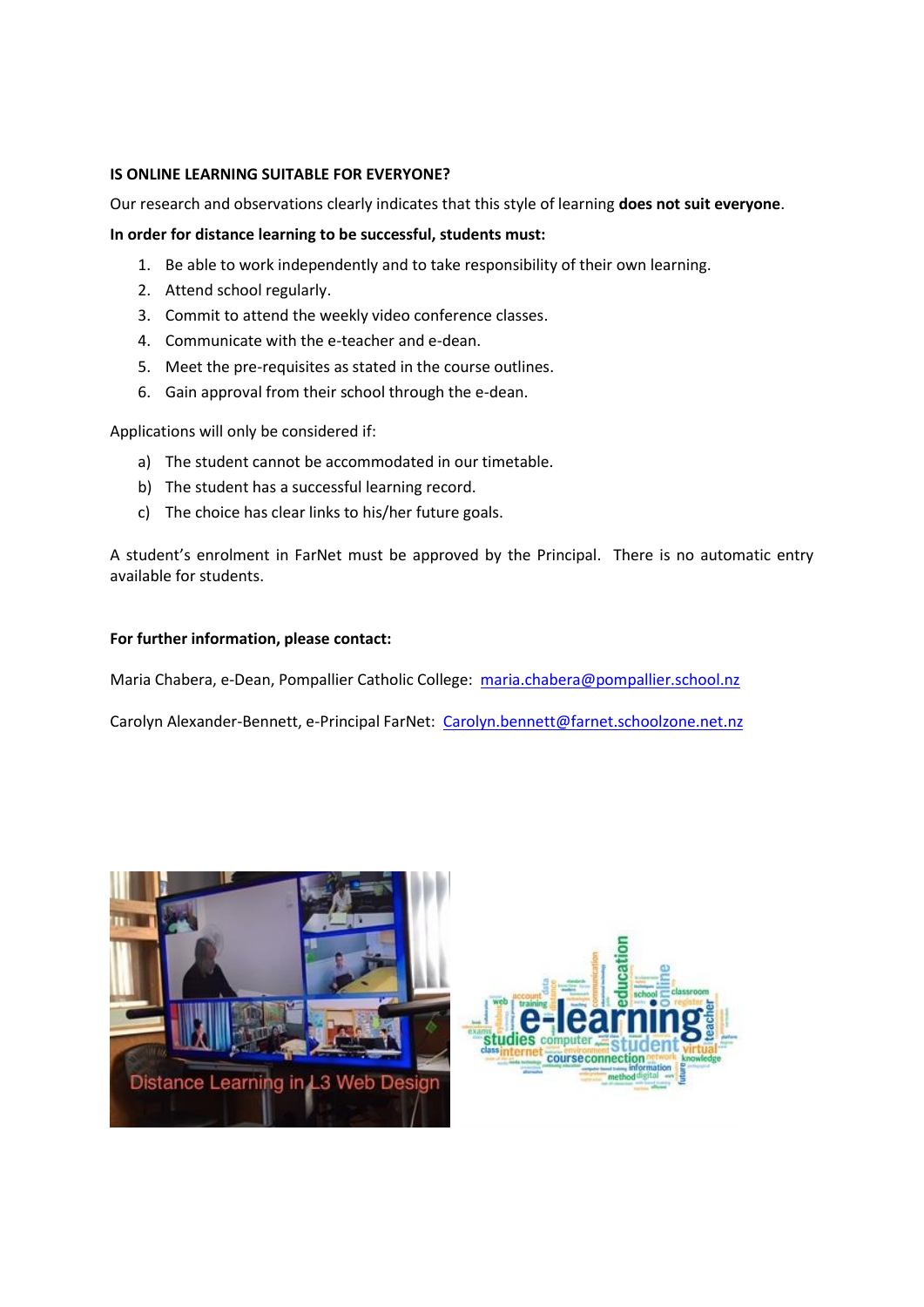**IS ONLINE LEARNING SUITABLE FOR EVERYONE?**

Our research and observations clearly indicates that this style of learning **does not suit everyone**.

**In order for distance learning to be successful, students must:**

1. Be able to work independently and to take responsibility of their own learning.
2. Attend school regularly.
3. Commit to attend the weekly video conference classes.
4. Communicate with the e-teacher and e-dean.
5. Meet the pre-requisites as stated in the course outlines.
6. Gain approval from their school through the e-dean.

Applications will only be considered if:

a) The student cannot be accommodated in our timetable.
b) The student has a successful learning record.
c) The choice has clear links to his/her future goals.

A student's enrolment in FarNet must be approved by the Principal. There is no automatic entry available for students.

**For further information, please contact:**

Maria Chabera, e-Dean, Pompallier Catholic College: maria.chabera@pompallier.school.nz

Carolyn Alexander-Bennett, e-Principal FarNet: Carolyn.bennett@farnet.schoolzone.net.nz